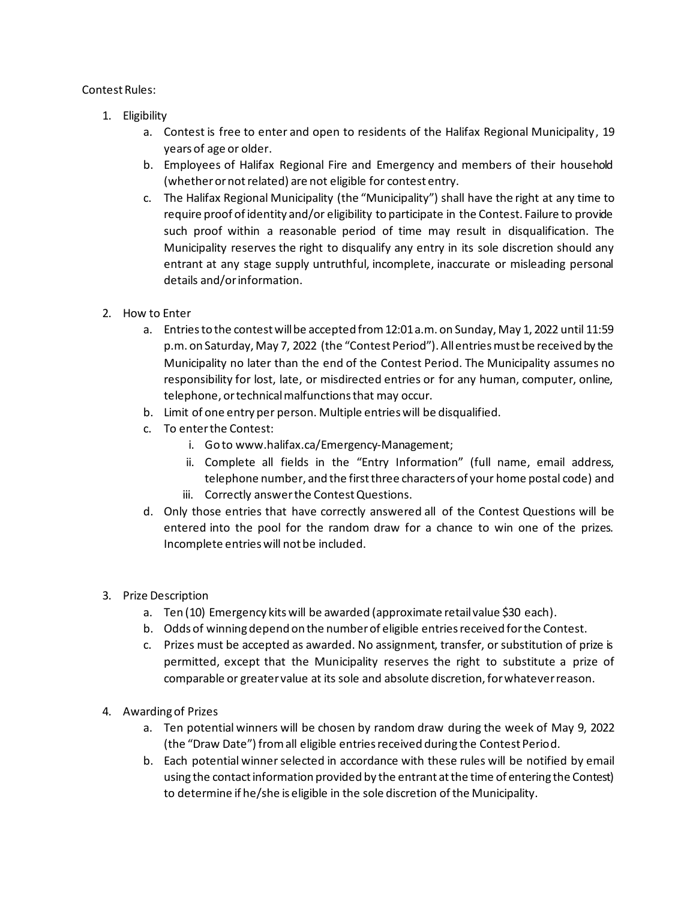Contest Rules:

1. Eligibility
    a. Contest is free to enter and open to residents of the Halifax Regional Municipality, 19 years of age or older.
    b. Employees of Halifax Regional Fire and Emergency and members of their household (whether or not related) are not eligible for contest entry.
    c. The Halifax Regional Municipality (the "Municipality") shall have the right at any time to require proof of identity and/or eligibility to participate in the Contest. Failure to provide such proof within a reasonable period of time may result in disqualification. The Municipality reserves the right to disqualify any entry in its sole discretion should any entrant at any stage supply untruthful, incomplete, inaccurate or misleading personal details and/or information.

2. How to Enter
    a. Entries to the contest will be accepted from 12:01 a.m. on Sunday, May 1, 2022 until 11:59 p.m. on Saturday, May 7, 2022 (the "Contest Period"). All entries must be received by the Municipality no later than the end of the Contest Period. The Municipality assumes no responsibility for lost, late, or misdirected entries or for any human, computer, online, telephone, or technical malfunctions that may occur.
    b. Limit of one entry per person. Multiple entries will be disqualified.
    c. To enter the Contest:
        i. Go to www.halifax.ca/Emergency-Management;
        ii. Complete all fields in the "Entry Information" (full name, email address, telephone number, and the first three characters of your home postal code) and
        iii. Correctly answer the Contest Questions.
    d. Only those entries that have correctly answered all of the Contest Questions will be entered into the pool for the random draw for a chance to win one of the prizes. Incomplete entries will not be included.

3. Prize Description
    a. Ten (10) Emergency kits will be awarded (approximate retail value $30 each).
    b. Odds of winning depend on the number of eligible entries received for the Contest.
    c. Prizes must be accepted as awarded. No assignment, transfer, or substitution of prize is permitted, except that the Municipality reserves the right to substitute a prize of comparable or greater value at its sole and absolute discretion, for whatever reason.

4. Awarding of Prizes
    a. Ten potential winners will be chosen by random draw during the week of May 9, 2022 (the "Draw Date") from all eligible entries received during the Contest Period.
    b. Each potential winner selected in accordance with these rules will be notified by email using the contact information provided by the entrant at the time of entering the Contest) to determine if he/she is eligible in the sole discretion of the Municipality.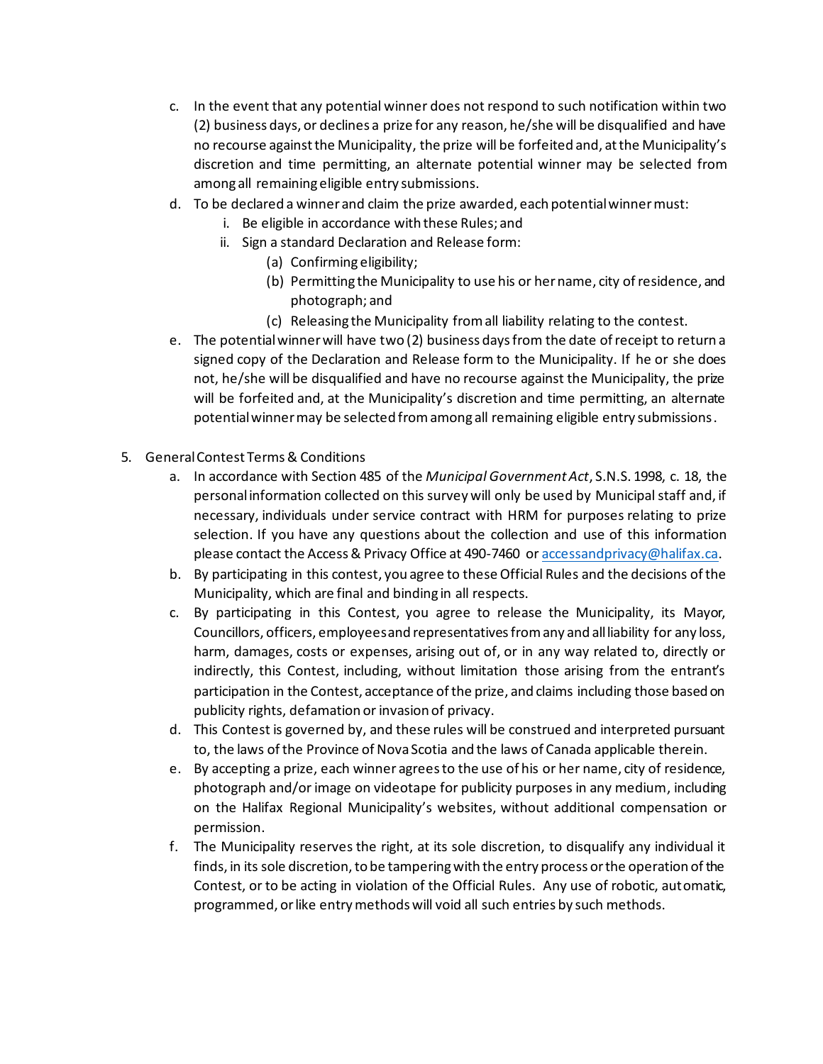c. In the event that any potential winner does not respond to such notification within two (2) business days, or declines a prize for any reason, he/she will be disqualified and have no recourse against the Municipality, the prize will be forfeited and, at the Municipality's discretion and time permitting, an alternate potential winner may be selected from among all remaining eligible entry submissions.

d. To be declared a winner and claim the prize awarded, each potential winner must:
   i. Be eligible in accordance with these Rules; and
   ii. Sign a standard Declaration and Release form:
      (a) Confirming eligibility;
      (b) Permitting the Municipality to use his or her name, city of residence, and photograph; and
      (c) Releasing the Municipality from all liability relating to the contest.

e. The potential winner will have two (2) business days from the date of receipt to return a signed copy of the Declaration and Release form to the Municipality. If he or she does not, he/she will be disqualified and have no recourse against the Municipality, the prize will be forfeited and, at the Municipality's discretion and time permitting, an alternate potential winner may be selected from among all remaining eligible entry submissions.

5. General Contest Terms & Conditions

   a. In accordance with Section 485 of the *Municipal Government Act*, S.N.S. 1998, c. 18, the personal information collected on this survey will only be used by Municipal staff and, if necessary, individuals under service contract with HRM for purposes relating to prize selection. If you have any questions about the collection and use of this information please contact the Access & Privacy Office at 490-7460 or accessandprivacy@halifax.ca.

   b. By participating in this contest, you agree to these Official Rules and the decisions of the Municipality, which are final and binding in all respects.

   c. By participating in this Contest, you agree to release the Municipality, its Mayor, Councillors, officers, employees and representatives from any and all liability for any loss, harm, damages, costs or expenses, arising out of, or in any way related to, directly or indirectly, this Contest, including, without limitation those arising from the entrant's participation in the Contest, acceptance of the prize, and claims including those based on publicity rights, defamation or invasion of privacy.

   d. This Contest is governed by, and these rules will be construed and interpreted pursuant to, the laws of the Province of Nova Scotia and the laws of Canada applicable therein.

   e. By accepting a prize, each winner agrees to the use of his or her name, city of residence, photograph and/or image on videotape for publicity purposes in any medium, including on the Halifax Regional Municipality's websites, without additional compensation or permission.

   f. The Municipality reserves the right, at its sole discretion, to disqualify any individual it finds, in its sole discretion, to be tampering with the entry process or the operation of the Contest, or to be acting in violation of the Official Rules. Any use of robotic, automatic, programmed, or like entry methods will void all such entries by such methods.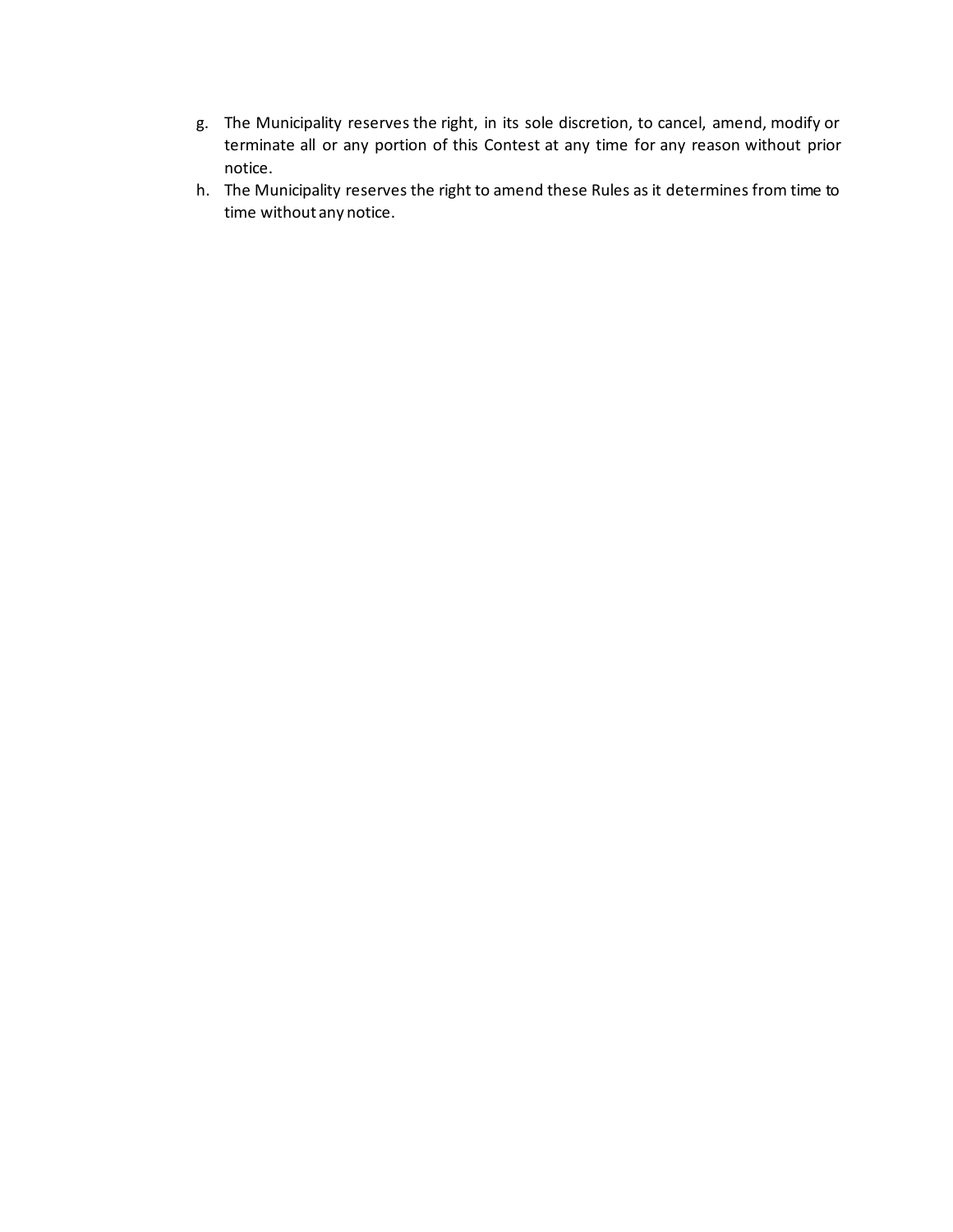g. The Municipality reserves the right, in its sole discretion, to cancel, amend, modify or terminate all or any portion of this Contest at any time for any reason without prior notice.
h. The Municipality reserves the right to amend these Rules as it determines from time to time without any notice.